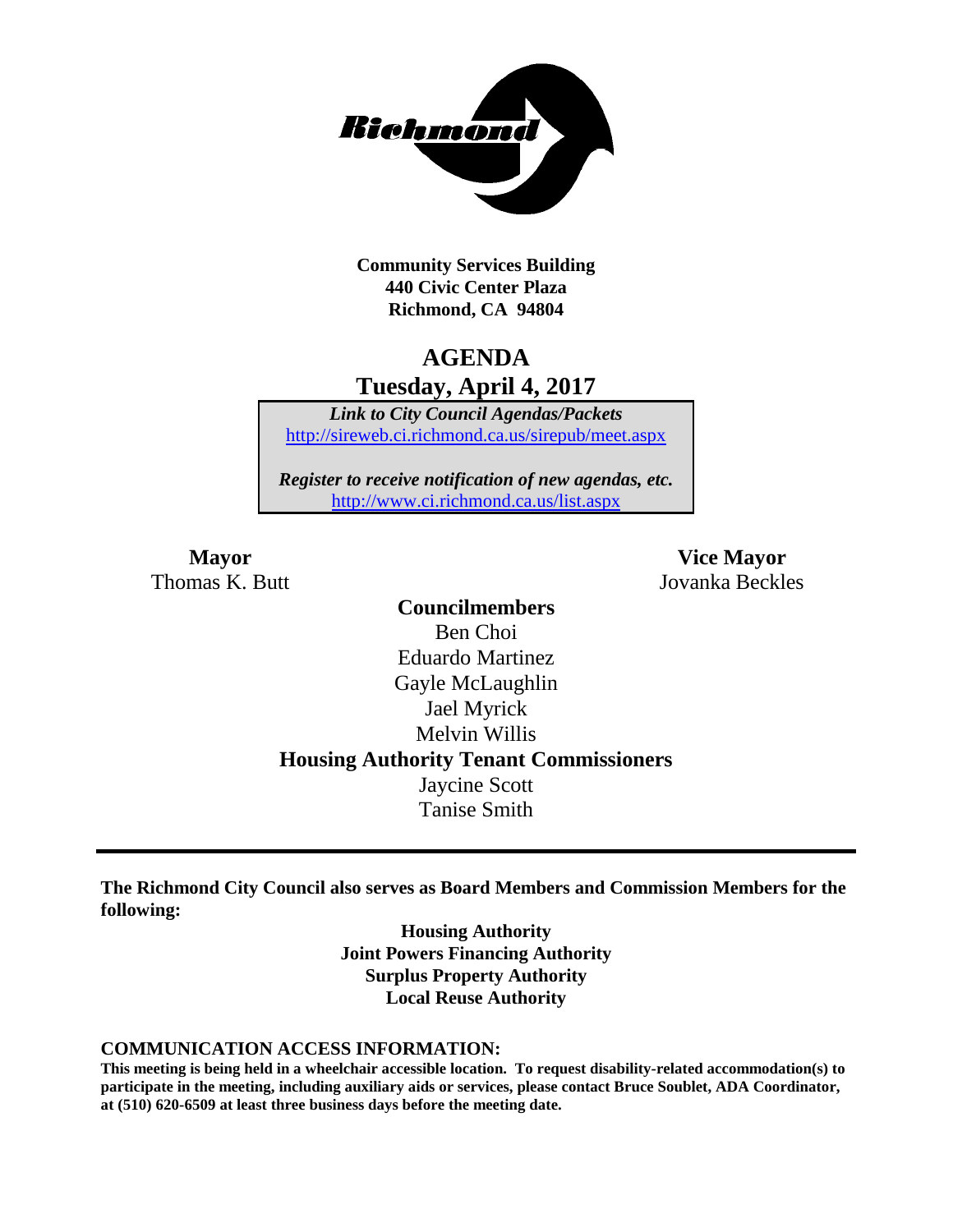**Community Services Building**
**440 Civic Center Plaza**
**Richmond, CA 94804**

# AGENDA
## Tuesday, April 4, 2017

***Link to City Council Agendas/Packets***
http://sireweb.ci.richmond.ca.us/sirepub/meet.aspx

***Register to receive notification of new agendas, etc.***
http://www.ci.richmond.ca.us/list.aspx

**Mayor**
Thomas K. Butt

**Vice Mayor**
Jovanka Beckles

**Councilmembers**
Ben Choi
Eduardo Martinez
Gayle McLaughlin
Jael Myrick
Melvin Willis

**Housing Authority Tenant Commissioners**
Jaycine Scott
Tanise Smith

---

**The Richmond City Council also serves as Board Members and Commission Members for the following:**

**Housing Authority**
**Joint Powers Financing Authority**
**Surplus Property Authority**
**Local Reuse Authority**

**COMMUNICATION ACCESS INFORMATION:**
**This meeting is being held in a wheelchair accessible location. To request disability-related accommodation(s) to participate in the meeting, including auxiliary aids or services, please contact Bruce Soublet, ADA Coordinator, at (510) 620-6509 at least three business days before the meeting date.**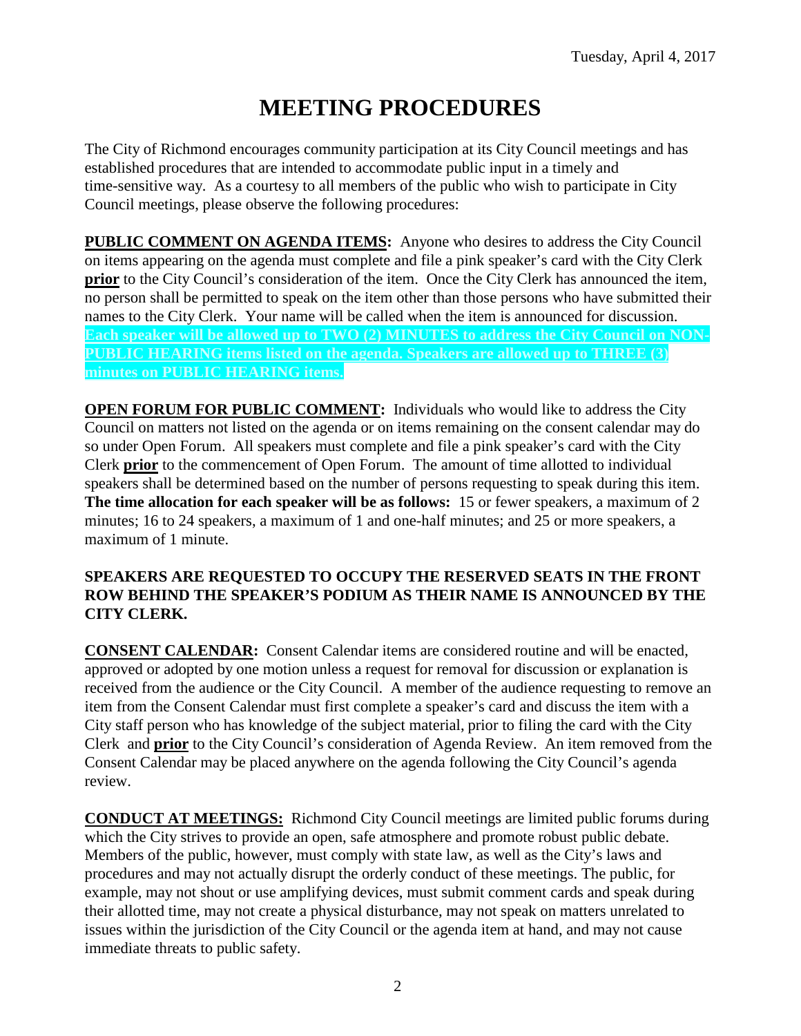Tuesday, April 4, 2017

# MEETING PROCEDURES

The City of Richmond encourages community participation at its City Council meetings and has established procedures that are intended to accommodate public input in a timely and time-sensitive way. As a courtesy to all members of the public who wish to participate in City Council meetings, please observe the following procedures:

**PUBLIC COMMENT ON AGENDA ITEMS:** Anyone who desires to address the City Council on items appearing on the agenda must complete and file a pink speaker's card with the City Clerk **prior** to the City Council's consideration of the item. Once the City Clerk has announced the item, no person shall be permitted to speak on the item other than those persons who have submitted their names to the City Clerk. Your name will be called when the item is announced for discussion. **Each speaker will be allowed up to TWO (2) MINUTES to address the City Council on NON-PUBLIC HEARING items listed on the agenda. Speakers are allowed up to THREE (3) minutes on PUBLIC HEARING items.**

**OPEN FORUM FOR PUBLIC COMMENT:** Individuals who would like to address the City Council on matters not listed on the agenda or on items remaining on the consent calendar may do so under Open Forum. All speakers must complete and file a pink speaker's card with the City Clerk **prior** to the commencement of Open Forum. The amount of time allotted to individual speakers shall be determined based on the number of persons requesting to speak during this item. **The time allocation for each speaker will be as follows:** 15 or fewer speakers, a maximum of 2 minutes; 16 to 24 speakers, a maximum of 1 and one-half minutes; and 25 or more speakers, a maximum of 1 minute.

**SPEAKERS ARE REQUESTED TO OCCUPY THE RESERVED SEATS IN THE FRONT ROW BEHIND THE SPEAKER'S PODIUM AS THEIR NAME IS ANNOUNCED BY THE CITY CLERK.**

**CONSENT CALENDAR:** Consent Calendar items are considered routine and will be enacted, approved or adopted by one motion unless a request for removal for discussion or explanation is received from the audience or the City Council. A member of the audience requesting to remove an item from the Consent Calendar must first complete a speaker's card and discuss the item with a City staff person who has knowledge of the subject material, prior to filing the card with the City Clerk and **prior** to the City Council's consideration of Agenda Review. An item removed from the Consent Calendar may be placed anywhere on the agenda following the City Council's agenda review.

**CONDUCT AT MEETINGS:** Richmond City Council meetings are limited public forums during which the City strives to provide an open, safe atmosphere and promote robust public debate. Members of the public, however, must comply with state law, as well as the City's laws and procedures and may not actually disrupt the orderly conduct of these meetings. The public, for example, may not shout or use amplifying devices, must submit comment cards and speak during their allotted time, may not create a physical disturbance, may not speak on matters unrelated to issues within the jurisdiction of the City Council or the agenda item at hand, and may not cause immediate threats to public safety.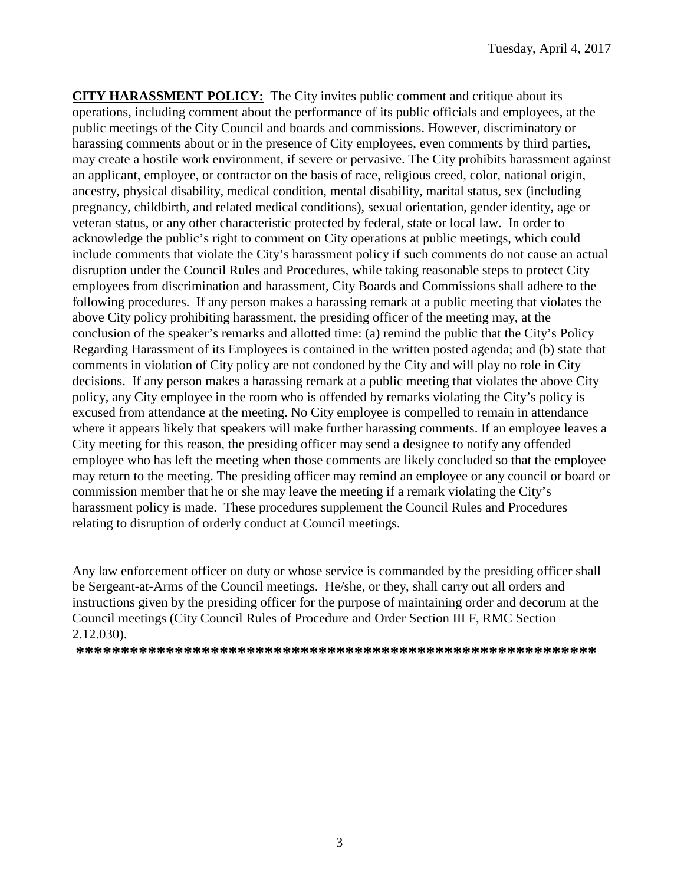**CITY HARASSMENT POLICY:** The City invites public comment and critique about its operations, including comment about the performance of its public officials and employees, at the public meetings of the City Council and boards and commissions. However, discriminatory or harassing comments about or in the presence of City employees, even comments by third parties, may create a hostile work environment, if severe or pervasive. The City prohibits harassment against an applicant, employee, or contractor on the basis of race, religious creed, color, national origin, ancestry, physical disability, medical condition, mental disability, marital status, sex (including pregnancy, childbirth, and related medical conditions), sexual orientation, gender identity, age or veteran status, or any other characteristic protected by federal, state or local law. In order to acknowledge the public's right to comment on City operations at public meetings, which could include comments that violate the City's harassment policy if such comments do not cause an actual disruption under the Council Rules and Procedures, while taking reasonable steps to protect City employees from discrimination and harassment, City Boards and Commissions shall adhere to the following procedures. If any person makes a harassing remark at a public meeting that violates the above City policy prohibiting harassment, the presiding officer of the meeting may, at the conclusion of the speaker's remarks and allotted time: (a) remind the public that the City's Policy Regarding Harassment of its Employees is contained in the written posted agenda; and (b) state that comments in violation of City policy are not condoned by the City and will play no role in City decisions. If any person makes a harassing remark at a public meeting that violates the above City policy, any City employee in the room who is offended by remarks violating the City's policy is excused from attendance at the meeting. No City employee is compelled to remain in attendance where it appears likely that speakers will make further harassing comments. If an employee leaves a City meeting for this reason, the presiding officer may send a designee to notify any offended employee who has left the meeting when those comments are likely concluded so that the employee may return to the meeting. The presiding officer may remind an employee or any council or board or commission member that he or she may leave the meeting if a remark violating the City's harassment policy is made. These procedures supplement the Council Rules and Procedures relating to disruption of orderly conduct at Council meetings.

Any law enforcement officer on duty or whose service is commanded by the presiding officer shall be Sergeant-at-Arms of the Council meetings. He/she, or they, shall carry out all orders and instructions given by the presiding officer for the purpose of maintaining order and decorum at the Council meetings (City Council Rules of Procedure and Order Section III F, RMC Section 2.12.030).

**************************************************************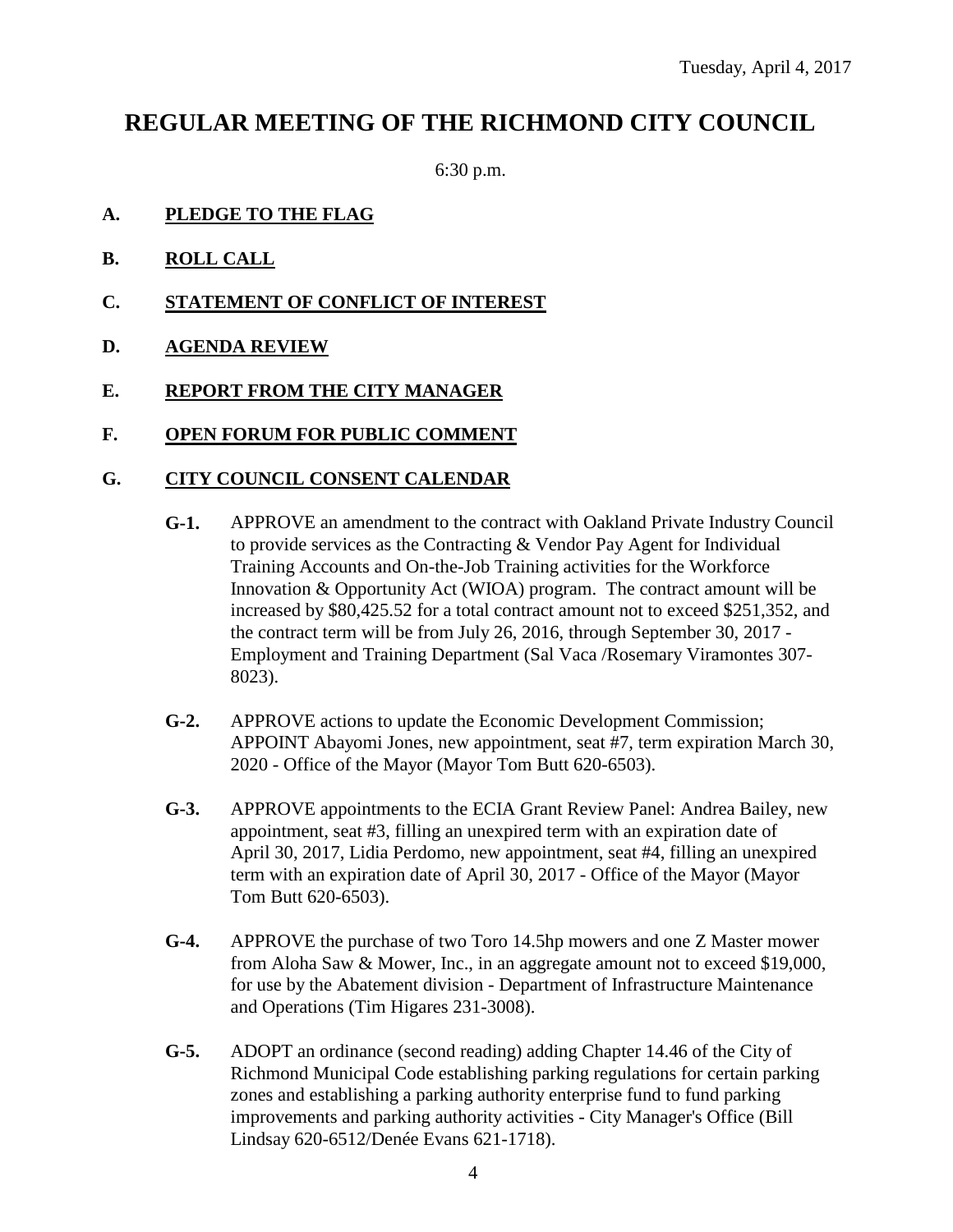Tuesday, April 4, 2017

# REGULAR MEETING OF THE RICHMOND CITY COUNCIL

6:30 p.m.

**A. PLEDGE TO THE FLAG**

**B. ROLL CALL**

**C. STATEMENT OF CONFLICT OF INTEREST**

**D. AGENDA REVIEW**

**E. REPORT FROM THE CITY MANAGER**

**F. OPEN FORUM FOR PUBLIC COMMENT**

**G. CITY COUNCIL CONSENT CALENDAR**

**G-1.** APPROVE an amendment to the contract with Oakland Private Industry Council to provide services as the Contracting & Vendor Pay Agent for Individual Training Accounts and On-the-Job Training activities for the Workforce Innovation & Opportunity Act (WIOA) program. The contract amount will be increased by $80,425.52 for a total contract amount not to exceed $251,352, and the contract term will be from July 26, 2016, through September 30, 2017 - Employment and Training Department (Sal Vaca /Rosemary Viramontes 307-8023).

**G-2.** APPROVE actions to update the Economic Development Commission; APPOINT Abayomi Jones, new appointment, seat #7, term expiration March 30, 2020 - Office of the Mayor (Mayor Tom Butt 620-6503).

**G-3.** APPROVE appointments to the ECIA Grant Review Panel: Andrea Bailey, new appointment, seat #3, filling an unexpired term with an expiration date of April 30, 2017, Lidia Perdomo, new appointment, seat #4, filling an unexpired term with an expiration date of April 30, 2017 - Office of the Mayor (Mayor Tom Butt 620-6503).

**G-4.** APPROVE the purchase of two Toro 14.5hp mowers and one Z Master mower from Aloha Saw & Mower, Inc., in an aggregate amount not to exceed $19,000, for use by the Abatement division - Department of Infrastructure Maintenance and Operations (Tim Higares 231-3008).

**G-5.** ADOPT an ordinance (second reading) adding Chapter 14.46 of the City of Richmond Municipal Code establishing parking regulations for certain parking zones and establishing a parking authority enterprise fund to fund parking improvements and parking authority activities - City Manager's Office (Bill Lindsay 620-6512/Denée Evans 621-1718).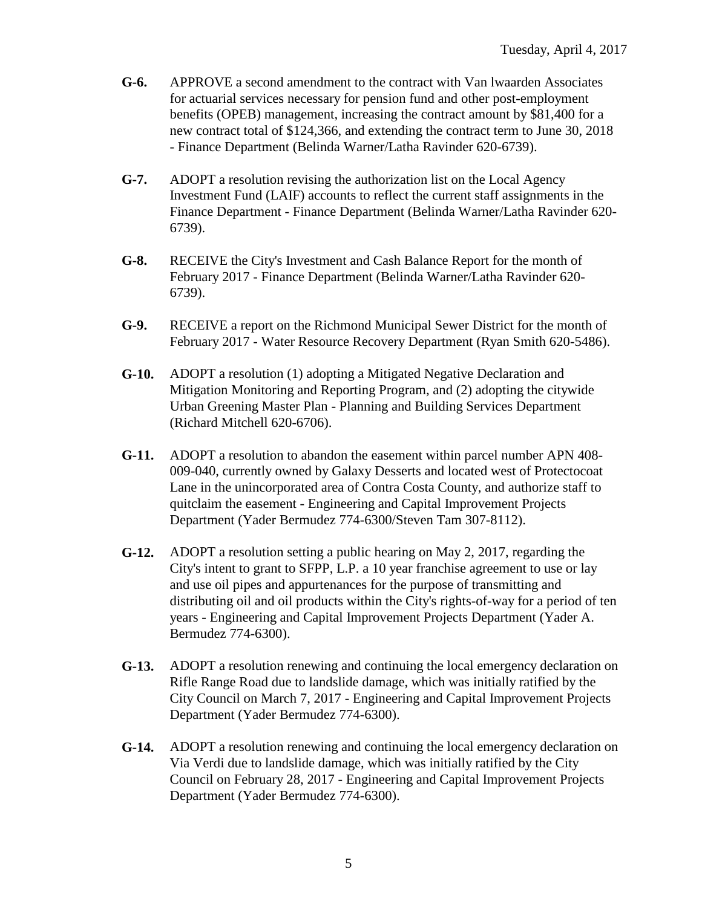**G-6.** APPROVE a second amendment to the contract with Van lwaarden Associates for actuarial services necessary for pension fund and other post-employment benefits (OPEB) management, increasing the contract amount by $81,400 for a new contract total of $124,366, and extending the contract term to June 30, 2018 - Finance Department (Belinda Warner/Latha Ravinder 620-6739).

**G-7.** ADOPT a resolution revising the authorization list on the Local Agency Investment Fund (LAIF) accounts to reflect the current staff assignments in the Finance Department - Finance Department (Belinda Warner/Latha Ravinder 620-6739).

**G-8.** RECEIVE the City's Investment and Cash Balance Report for the month of February 2017 - Finance Department (Belinda Warner/Latha Ravinder 620-6739).

**G-9.** RECEIVE a report on the Richmond Municipal Sewer District for the month of February 2017 - Water Resource Recovery Department (Ryan Smith 620-5486).

**G-10.** ADOPT a resolution (1) adopting a Mitigated Negative Declaration and Mitigation Monitoring and Reporting Program, and (2) adopting the citywide Urban Greening Master Plan - Planning and Building Services Department (Richard Mitchell 620-6706).

**G-11.** ADOPT a resolution to abandon the easement within parcel number APN 408-009-040, currently owned by Galaxy Desserts and located west of Protectocoat Lane in the unincorporated area of Contra Costa County, and authorize staff to quitclaim the easement - Engineering and Capital Improvement Projects Department (Yader Bermudez 774-6300/Steven Tam 307-8112).

**G-12.** ADOPT a resolution setting a public hearing on May 2, 2017, regarding the City's intent to grant to SFPP, L.P. a 10 year franchise agreement to use or lay and use oil pipes and appurtenances for the purpose of transmitting and distributing oil and oil products within the City's rights-of-way for a period of ten years - Engineering and Capital Improvement Projects Department (Yader A. Bermudez 774-6300).

**G-13.** ADOPT a resolution renewing and continuing the local emergency declaration on Rifle Range Road due to landslide damage, which was initially ratified by the City Council on March 7, 2017 - Engineering and Capital Improvement Projects Department (Yader Bermudez 774-6300).

**G-14.** ADOPT a resolution renewing and continuing the local emergency declaration on Via Verdi due to landslide damage, which was initially ratified by the City Council on February 28, 2017 - Engineering and Capital Improvement Projects Department (Yader Bermudez 774-6300).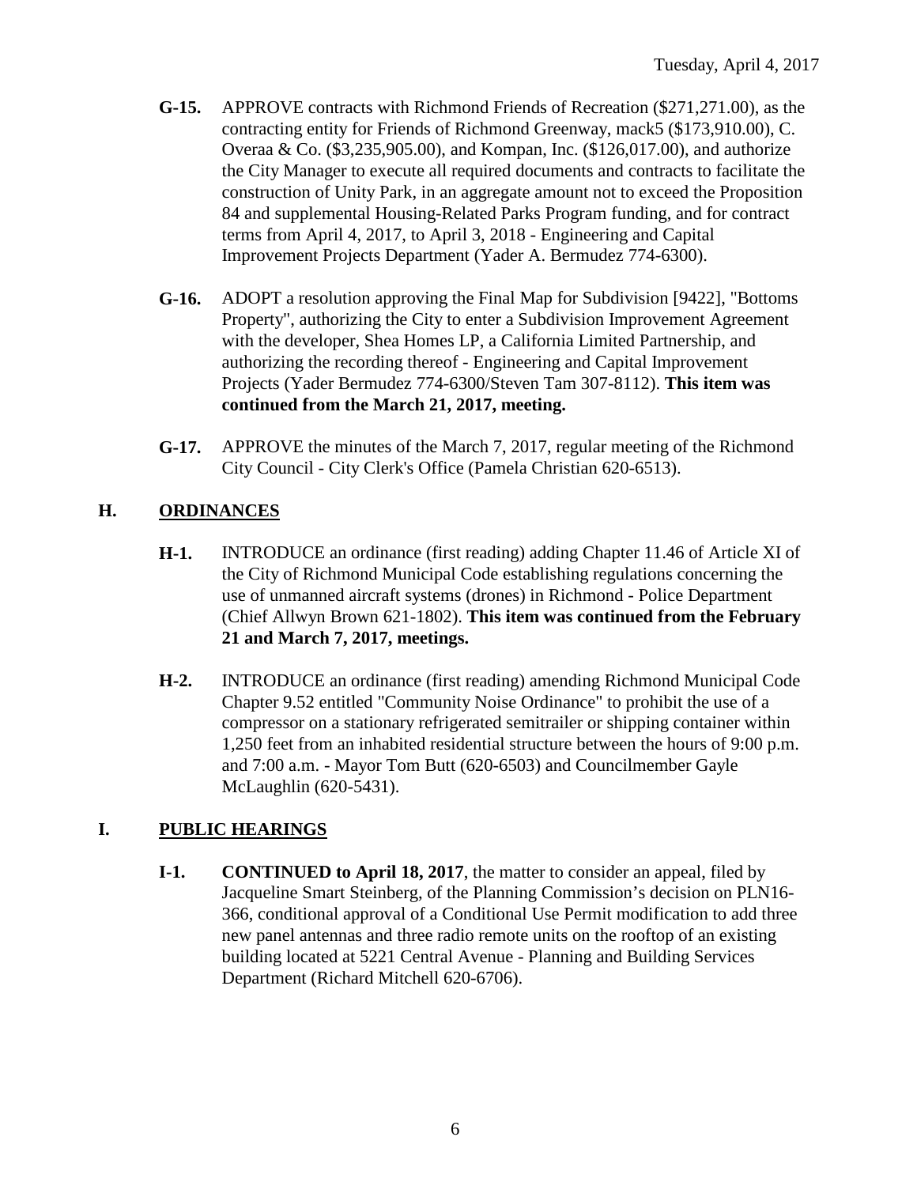**G-15.** APPROVE contracts with Richmond Friends of Recreation ($271,271.00), as the contracting entity for Friends of Richmond Greenway, mack5 ($173,910.00), C. Overaa & Co. ($3,235,905.00), and Kompan, Inc. ($126,017.00), and authorize the City Manager to execute all required documents and contracts to facilitate the construction of Unity Park, in an aggregate amount not to exceed the Proposition 84 and supplemental Housing-Related Parks Program funding, and for contract terms from April 4, 2017, to April 3, 2018 - Engineering and Capital Improvement Projects Department (Yader A. Bermudez 774-6300).

**G-16.** ADOPT a resolution approving the Final Map for Subdivision [9422], "Bottoms Property", authorizing the City to enter a Subdivision Improvement Agreement with the developer, Shea Homes LP, a California Limited Partnership, and authorizing the recording thereof - Engineering and Capital Improvement Projects (Yader Bermudez 774-6300/Steven Tam 307-8112). **This item was continued from the March 21, 2017, meeting.**

**G-17.** APPROVE the minutes of the March 7, 2017, regular meeting of the Richmond City Council - City Clerk's Office (Pamela Christian 620-6513).

## H. ORDINANCES

**H-1.** INTRODUCE an ordinance (first reading) adding Chapter 11.46 of Article XI of the City of Richmond Municipal Code establishing regulations concerning the use of unmanned aircraft systems (drones) in Richmond - Police Department (Chief Allwyn Brown 621-1802). **This item was continued from the February 21 and March 7, 2017, meetings.**

**H-2.** INTRODUCE an ordinance (first reading) amending Richmond Municipal Code Chapter 9.52 entitled "Community Noise Ordinance" to prohibit the use of a compressor on a stationary refrigerated semitrailer or shipping container within 1,250 feet from an inhabited residential structure between the hours of 9:00 p.m. and 7:00 a.m. - Mayor Tom Butt (620-6503) and Councilmember Gayle McLaughlin (620-5431).

## I. PUBLIC HEARINGS

**I-1.** **CONTINUED to April 18, 2017**, the matter to consider an appeal, filed by Jacqueline Smart Steinberg, of the Planning Commission's decision on PLN16-366, conditional approval of a Conditional Use Permit modification to add three new panel antennas and three radio remote units on the rooftop of an existing building located at 5221 Central Avenue - Planning and Building Services Department (Richard Mitchell 620-6706).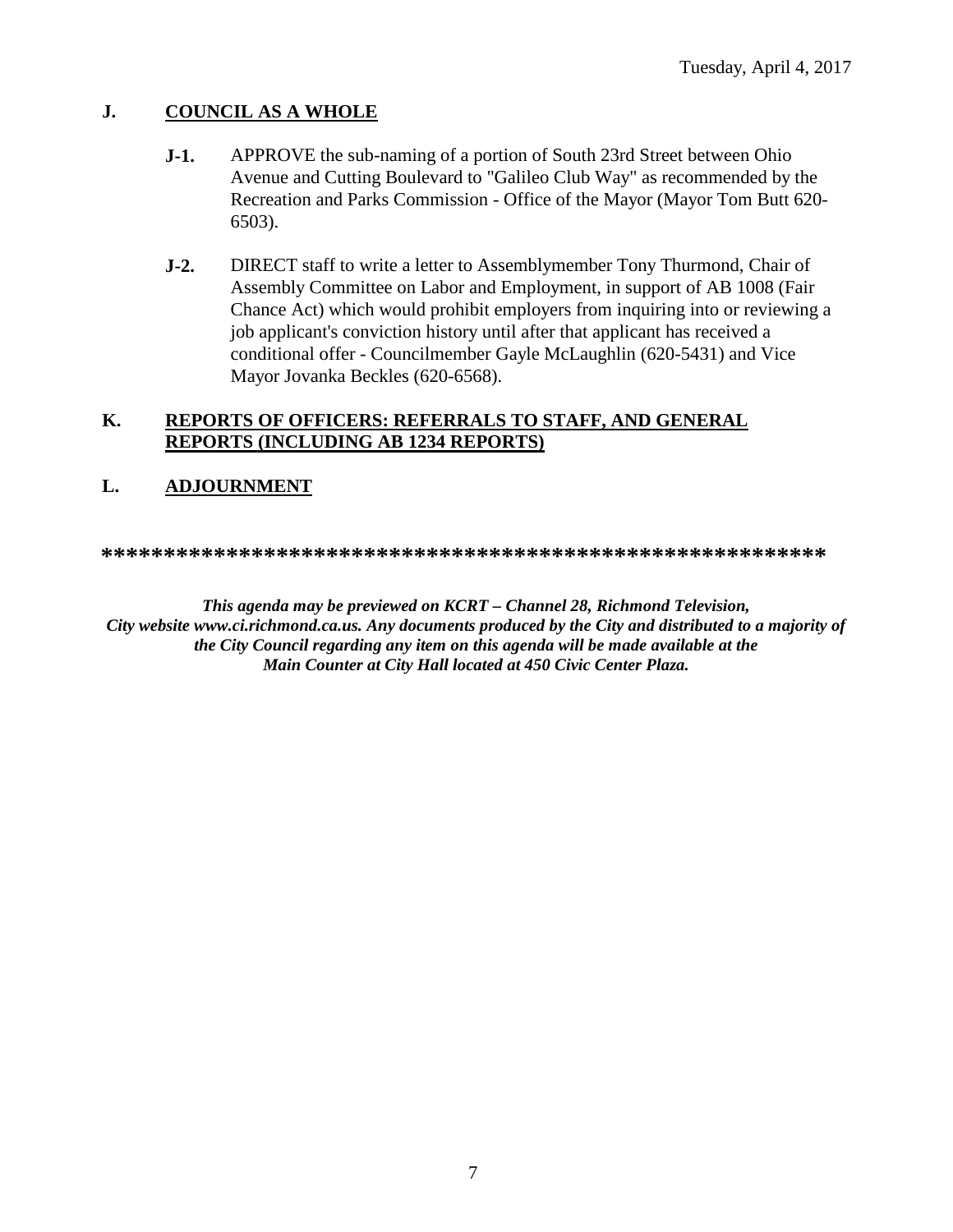## J. COUNCIL AS A WHOLE

**J-1.** APPROVE the sub-naming of a portion of South 23rd Street between Ohio Avenue and Cutting Boulevard to "Galileo Club Way" as recommended by the Recreation and Parks Commission - Office of the Mayor (Mayor Tom Butt 620-6503).

**J-2.** DIRECT staff to write a letter to Assemblymember Tony Thurmond, Chair of Assembly Committee on Labor and Employment, in support of AB 1008 (Fair Chance Act) which would prohibit employers from inquiring into or reviewing a job applicant's conviction history until after that applicant has received a conditional offer - Councilmember Gayle McLaughlin (620-5431) and Vice Mayor Jovanka Beckles (620-6568).

## K. REPORTS OF OFFICERS: REFERRALS TO STAFF, AND GENERAL REPORTS (INCLUDING AB 1234 REPORTS)

## L. ADJOURNMENT

**************************************************************

***This agenda may be previewed on KCRT – Channel 28, Richmond Television, City website www.ci.richmond.ca.us. Any documents produced by the City and distributed to a majority of the City Council regarding any item on this agenda will be made available at the Main Counter at City Hall located at 450 Civic Center Plaza.***